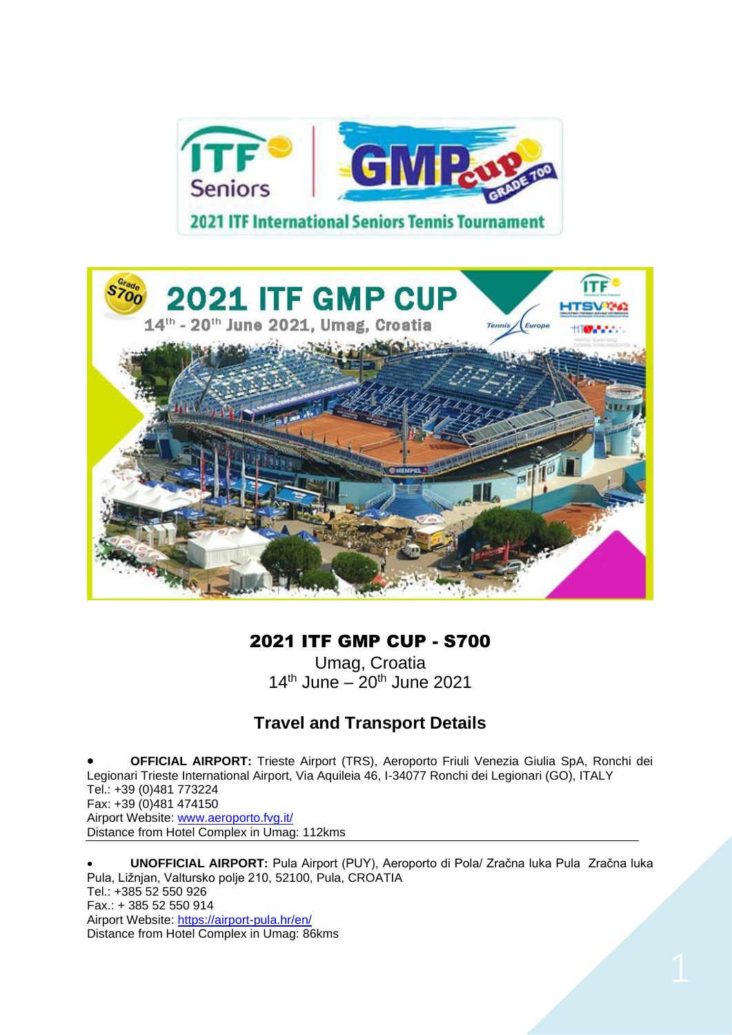# 2021 ITF GMP CUP - S700

Umag, Croatia
14th June – 20th June 2021

## Travel and Transport Details

- **OFFICIAL AIRPORT:** Trieste Airport (TRS), Aeroporto Friuli Venezia Giulia SpA, Ronchi dei Legionari Trieste International Airport, Via Aquileia 46, I-34077 Ronchi dei Legionari (GO), ITALY
Tel.: +39 (0)481 773224
Fax: +39 (0)481 474150
Airport Website: [www.aeroporto.fvg.it/](www.aeroporto.fvg.it/)
Distance from Hotel Complex in Umag: 112kms

- **UNOFFICIAL AIRPORT:** Pula Airport (PUY), Aeroporto di Pola/ Zračna luka Pula Zračna luka Pula, Ližnjan, Valtursko polje 210, 52100, Pula, CROATIA
Tel.: +385 52 550 926
Fax.: + 385 52 550 914
Airport Website: [https://airport-pula.hr/en/](https://airport-pula.hr/en/)
Distance from Hotel Complex in Umag: 86kms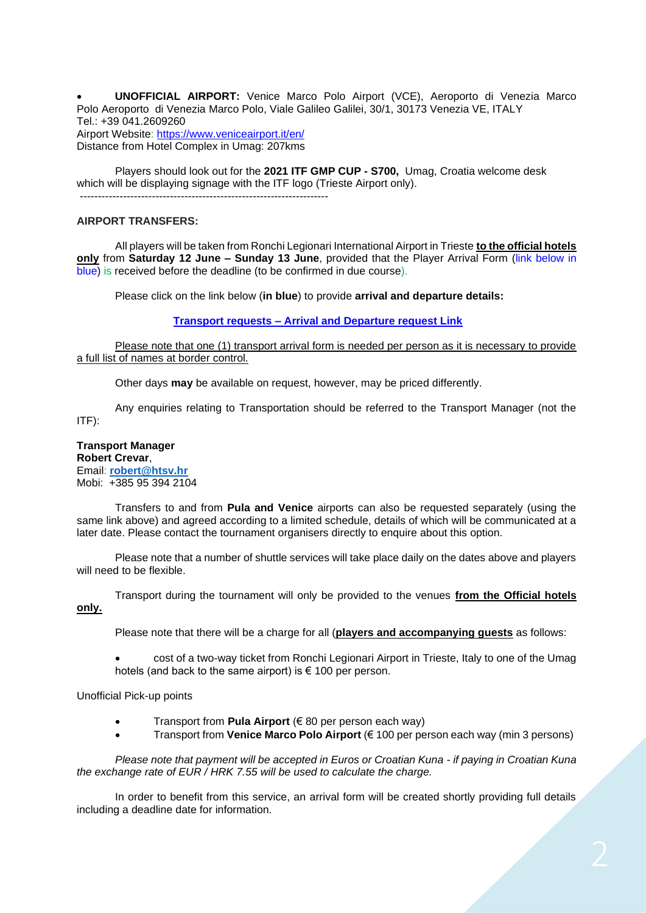- **UNOFFICIAL AIRPORT:** Venice Marco Polo Airport (VCE), Aeroporto di Venezia Marco Polo Aeroporto di Venezia Marco Polo, Viale Galileo Galilei, 30/1, 30173 Venezia VE, ITALY
Tel.: +39 041.2609260
Airport Website: https://www.veniceairport.it/en/
Distance from Hotel Complex in Umag: 207kms

Players should look out for the **2021 ITF GMP CUP - S700,** Umag, Croatia welcome desk which will be displaying signage with the ITF logo (Trieste Airport only).

---

**AIRPORT TRANSFERS:**

All players will be taken from Ronchi Legionari International Airport in Trieste **to the official hotels only** from **Saturday 12 June – Sunday 13 June**, provided that the Player Arrival Form (link below in blue) is received before the deadline (to be confirmed in due course).

Please click on the link below (**in blue**) to provide **arrival and departure details:**

**Transport requests – Arrival and Departure request Link**

Please note that one (1) transport arrival form is needed per person as it is necessary to provide a full list of names at border control.

Other days **may** be available on request, however, may be priced differently.

Any enquiries relating to Transportation should be referred to the Transport Manager (not the ITF):

**Transport Manager**
**Robert Crevar**,
Email: **robert@htsv.hr**
Mobi: +385 95 394 2104

Transfers to and from **Pula and Venice** airports can also be requested separately (using the same link above) and agreed according to a limited schedule, details of which will be communicated at a later date. Please contact the tournament organisers directly to enquire about this option.

Please note that a number of shuttle services will take place daily on the dates above and players will need to be flexible.

Transport during the tournament will only be provided to the venues **from the Official hotels only.**

Please note that there will be a charge for all (**players and accompanying guests** as follows:

- cost of a two-way ticket from Ronchi Legionari Airport in Trieste, Italy to one of the Umag hotels (and back to the same airport) is € 100 per person.

Unofficial Pick-up points

- Transport from **Pula Airport** (€ 80 per person each way)
- Transport from **Venice Marco Polo Airport** (€ 100 per person each way (min 3 persons)

*Please note that payment will be accepted in Euros or Croatian Kuna - if paying in Croatian Kuna the exchange rate of EUR / HRK 7.55 will be used to calculate the charge.*

In order to benefit from this service, an arrival form will be created shortly providing full details including a deadline date for information.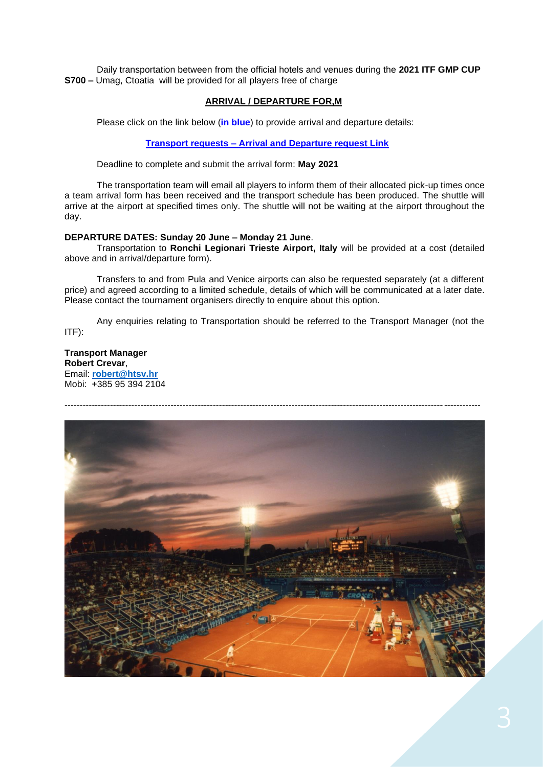Daily transportation between from the official hotels and venues during the **2021 ITF GMP CUP S700 –** Umag, Ctoatia will be provided for all players free of charge

**ARRIVAL / DEPARTURE FOR,M**

Please click on the link below (**in blue**) to provide arrival and departure details:

**Transport requests – Arrival and Departure request Link**

Deadline to complete and submit the arrival form: **May 2021**

The transportation team will email all players to inform them of their allocated pick-up times once a team arrival form has been received and the transport schedule has been produced. The shuttle will arrive at the airport at specified times only. The shuttle will not be waiting at the airport throughout the day.

**DEPARTURE DATES: Sunday 20 June – Monday 21 June**.

Transportation to **Ronchi Legionari Trieste Airport, Italy** will be provided at a cost (detailed above and in arrival/departure form).

Transfers to and from Pula and Venice airports can also be requested separately (at a different price) and agreed according to a limited schedule, details of which will be communicated at a later date. Please contact the tournament organisers directly to enquire about this option.

Any enquiries relating to Transportation should be referred to the Transport Manager (not the ITF):

**Transport Manager**
**Robert Crevar**,
Email: **robert@htsv.hr**
Mobi: +385 95 394 2104

---